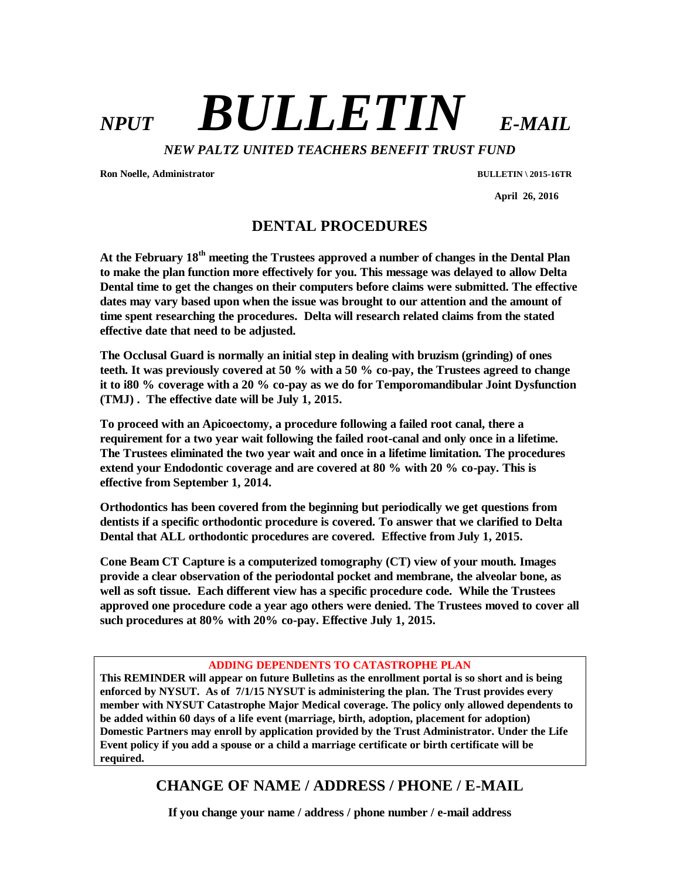# *NPUT* ***BULLETIN*** *E-MAIL*

***NEW PALTZ UNITED TEACHERS BENEFIT TRUST FUND***

**Ron Noelle, Administrator** **BULLETIN \ 2015-16TR**

**April 26, 2016**

## DENTAL PROCEDURES

**At the February 18th meeting the Trustees approved a number of changes in the Dental Plan to make the plan function more effectively for you. This message was delayed to allow Delta Dental time to get the changes on their computers before claims were submitted. The effective dates may vary based upon when the issue was brought to our attention and the amount of time spent researching the procedures. Delta will research related claims from the stated effective date that need to be adjusted.**

**The Occlusal Guard is normally an initial step in dealing with bruzism (grinding) of ones teeth. It was previously covered at 50 % with a 50 % co-pay, the Trustees agreed to change it to i80 % coverage with a 20 % co-pay as we do for Temporomandibular Joint Dysfunction (TMJ) . The effective date will be July 1, 2015.**

**To proceed with an Apicoectomy, a procedure following a failed root canal, there a requirement for a two year wait following the failed root-canal and only once in a lifetime. The Trustees eliminated the two year wait and once in a lifetime limitation. The procedures extend your Endodontic coverage and are covered at 80 % with 20 % co-pay. This is effective from September 1, 2014.**

**Orthodontics has been covered from the beginning but periodically we get questions from dentists if a specific orthodontic procedure is covered. To answer that we clarified to Delta Dental that ALL orthodontic procedures are covered. Effective from July 1, 2015.**

**Cone Beam CT Capture is a computerized tomography (CT) view of your mouth. Images provide a clear observation of the periodontal pocket and membrane, the alveolar bone, as well as soft tissue. Each different view has a specific procedure code. While the Trustees approved one procedure code a year ago others were denied. The Trustees moved to cover all such procedures at 80% with 20% co-pay. Effective July 1, 2015.**

**ADDING DEPENDENTS TO CATASTROPHE PLAN**

**This REMINDER will appear on future Bulletins as the enrollment portal is so short and is being enforced by NYSUT. As of 7/1/15 NYSUT is administering the plan. The Trust provides every member with NYSUT Catastrophe Major Medical coverage. The policy only allowed dependents to be added within 60 days of a life event (marriage, birth, adoption, placement for adoption) Domestic Partners may enroll by application provided by the Trust Administrator. Under the Life Event policy if you add a spouse or a child a marriage certificate or birth certificate will be required.**

## CHANGE OF NAME / ADDRESS / PHONE / E-MAIL

**If you change your name / address / phone number / e-mail address**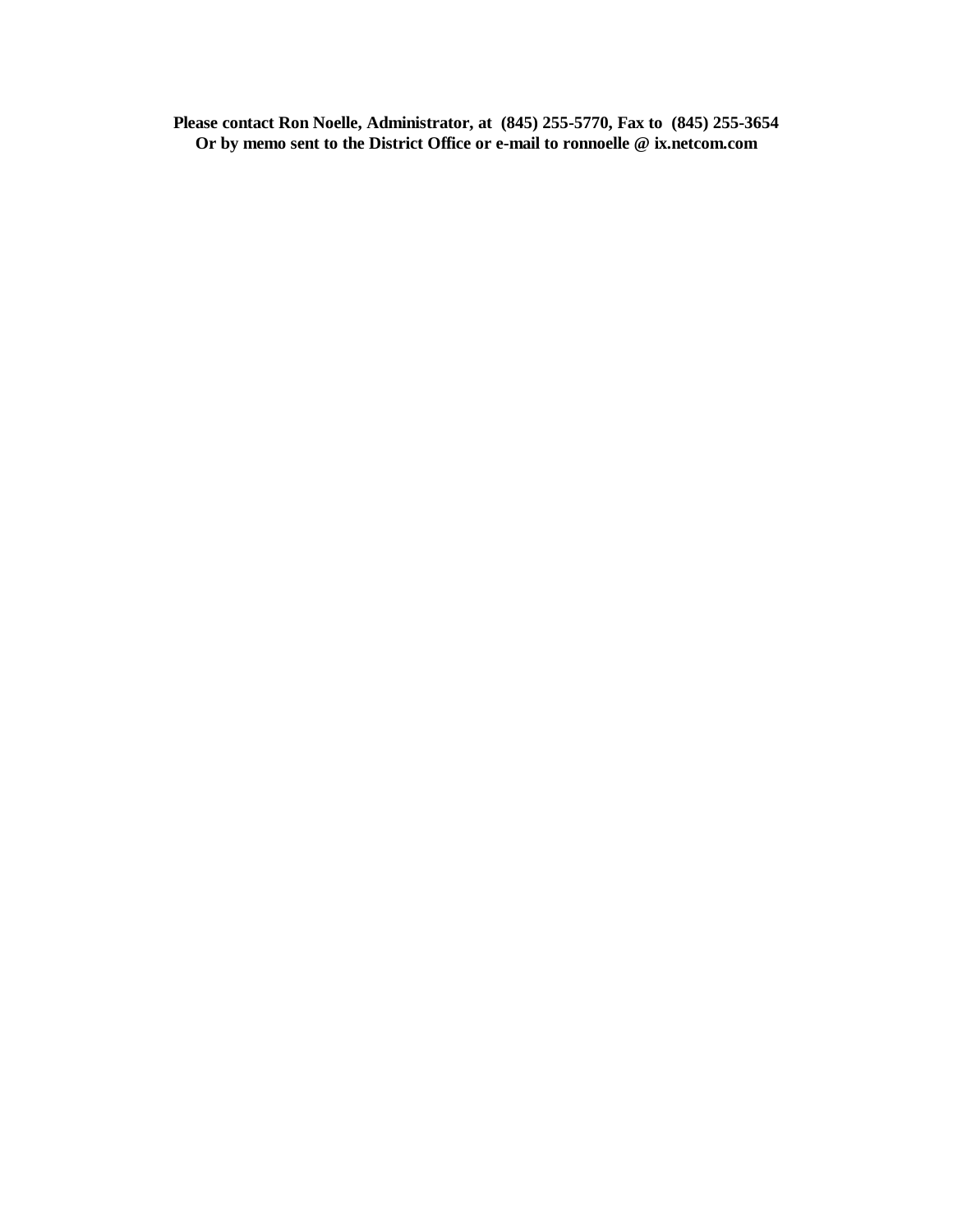**Please contact Ron Noelle, Administrator, at (845) 255-5770, Fax to (845) 255-3654**
**Or by memo sent to the District Office or e-mail to ronnoelle @ ix.netcom.com**